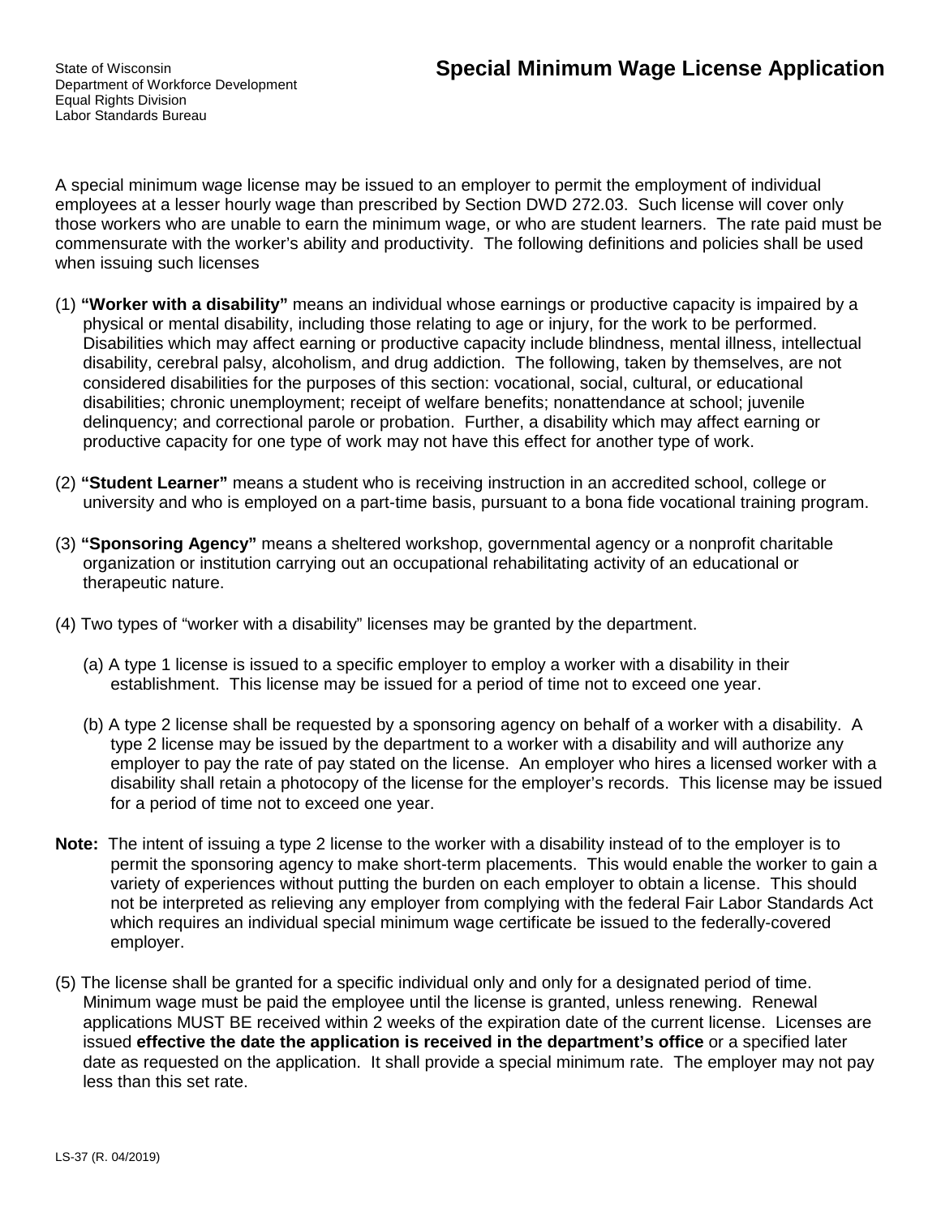State of Wisconsin
Department of Workforce Development
Equal Rights Division
Labor Standards Bureau

# Special Minimum Wage License Application

A special minimum wage license may be issued to an employer to permit the employment of individual employees at a lesser hourly wage than prescribed by Section DWD 272.03. Such license will cover only those workers who are unable to earn the minimum wage, or who are student learners. The rate paid must be commensurate with the worker's ability and productivity. The following definitions and policies shall be used when issuing such licenses

(1) **"Worker with a disability"** means an individual whose earnings or productive capacity is impaired by a physical or mental disability, including those relating to age or injury, for the work to be performed. Disabilities which may affect earning or productive capacity include blindness, mental illness, intellectual disability, cerebral palsy, alcoholism, and drug addiction. The following, taken by themselves, are not considered disabilities for the purposes of this section: vocational, social, cultural, or educational disabilities; chronic unemployment; receipt of welfare benefits; nonattendance at school; juvenile delinquency; and correctional parole or probation. Further, a disability which may affect earning or productive capacity for one type of work may not have this effect for another type of work.

(2) **"Student Learner"** means a student who is receiving instruction in an accredited school, college or university and who is employed on a part-time basis, pursuant to a bona fide vocational training program.

(3) **"Sponsoring Agency"** means a sheltered workshop, governmental agency or a nonprofit charitable organization or institution carrying out an occupational rehabilitating activity of an educational or therapeutic nature.

(4) Two types of "worker with a disability" licenses may be granted by the department.

(a) A type 1 license is issued to a specific employer to employ a worker with a disability in their establishment. This license may be issued for a period of time not to exceed one year.

(b) A type 2 license shall be requested by a sponsoring agency on behalf of a worker with a disability. A type 2 license may be issued by the department to a worker with a disability and will authorize any employer to pay the rate of pay stated on the license. An employer who hires a licensed worker with a disability shall retain a photocopy of the license for the employer's records. This license may be issued for a period of time not to exceed one year.

**Note:** The intent of issuing a type 2 license to the worker with a disability instead of to the employer is to permit the sponsoring agency to make short-term placements. This would enable the worker to gain a variety of experiences without putting the burden on each employer to obtain a license. This should not be interpreted as relieving any employer from complying with the federal Fair Labor Standards Act which requires an individual special minimum wage certificate be issued to the federally-covered employer.

(5) The license shall be granted for a specific individual only and only for a designated period of time. Minimum wage must be paid the employee until the license is granted, unless renewing. Renewal applications MUST BE received within 2 weeks of the expiration date of the current license. Licenses are issued **effective the date the application is received in the department's office** or a specified later date as requested on the application. It shall provide a special minimum rate. The employer may not pay less than this set rate.

LS-37 (R. 04/2019)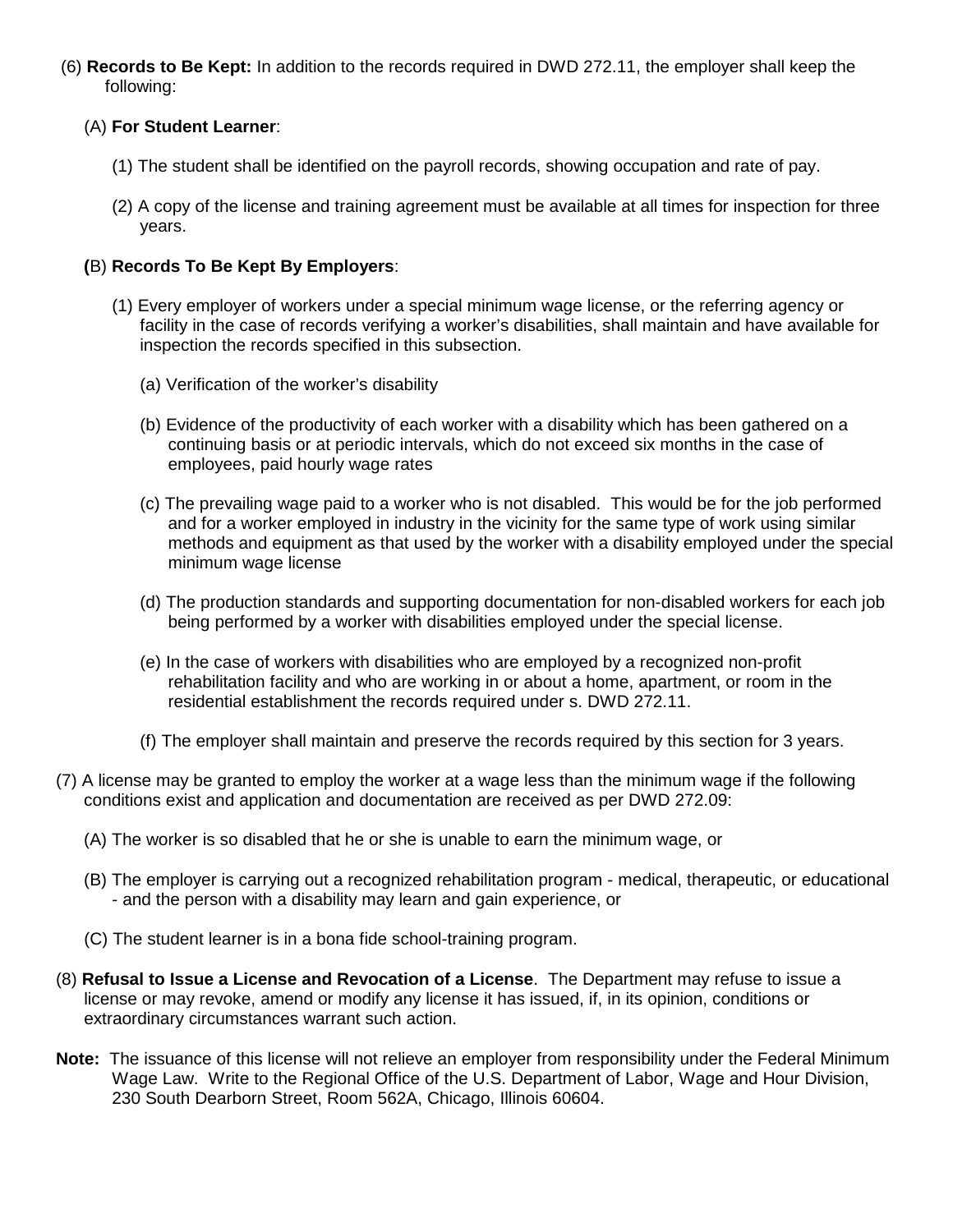(6) **Records to Be Kept:** In addition to the records required in DWD 272.11, the employer shall keep the following:

(A) **For Student Learner**:

(1) The student shall be identified on the payroll records, showing occupation and rate of pay.

(2) A copy of the license and training agreement must be available at all times for inspection for three years.

**(**B) **Records To Be Kept By Employers**:

(1) Every employer of workers under a special minimum wage license, or the referring agency or facility in the case of records verifying a worker's disabilities, shall maintain and have available for inspection the records specified in this subsection.

(a) Verification of the worker's disability

(b) Evidence of the productivity of each worker with a disability which has been gathered on a continuing basis or at periodic intervals, which do not exceed six months in the case of employees, paid hourly wage rates

(c) The prevailing wage paid to a worker who is not disabled. This would be for the job performed and for a worker employed in industry in the vicinity for the same type of work using similar methods and equipment as that used by the worker with a disability employed under the special minimum wage license

(d) The production standards and supporting documentation for non-disabled workers for each job being performed by a worker with disabilities employed under the special license.

(e) In the case of workers with disabilities who are employed by a recognized non-profit rehabilitation facility and who are working in or about a home, apartment, or room in the residential establishment the records required under s. DWD 272.11.

(f) The employer shall maintain and preserve the records required by this section for 3 years.

(7) A license may be granted to employ the worker at a wage less than the minimum wage if the following conditions exist and application and documentation are received as per DWD 272.09:

(A) The worker is so disabled that he or she is unable to earn the minimum wage, or

(B) The employer is carrying out a recognized rehabilitation program - medical, therapeutic, or educational - and the person with a disability may learn and gain experience, or

(C) The student learner is in a bona fide school-training program.

(8) **Refusal to Issue a License and Revocation of a License**. The Department may refuse to issue a license or may revoke, amend or modify any license it has issued, if, in its opinion, conditions or extraordinary circumstances warrant such action.

**Note:** The issuance of this license will not relieve an employer from responsibility under the Federal Minimum Wage Law. Write to the Regional Office of the U.S. Department of Labor, Wage and Hour Division, 230 South Dearborn Street, Room 562A, Chicago, Illinois 60604.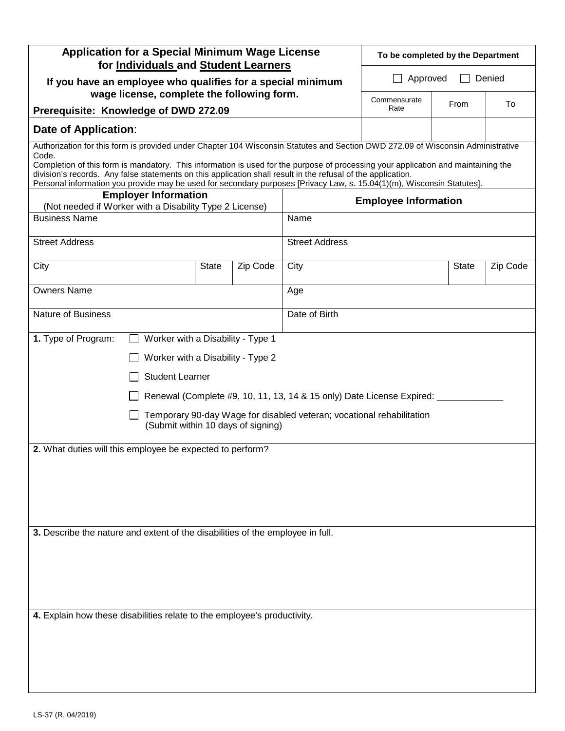| Application for a Special Minimum Wage License for Individuals and Student Learners | To be completed by the Department | | |
|---|---|---|---|
| **If you have an employee who qualifies for a special minimum wage license, complete the following form.** | ☐ Approved ☐ Denied | | |
| **Prerequisite: Knowledge of DWD 272.09** | Commensurate Rate | From | To |
| **Date of Application**: | | | |

Authorization for this form is provided under Chapter 104 Wisconsin Statutes and Section DWD 272.09 of Wisconsin Administrative Code.
Completion of this form is mandatory. This information is used for the purpose of processing your application and maintaining the division's records. Any false statements on this application shall result in the refusal of the application.
Personal information you provide may be used for secondary purposes [Privacy Law, s. 15.04(1)(m), Wisconsin Statutes].

| **Employer Information** (Not needed if Worker with a Disability Type 2 License) | | | **Employee Information** | | |
|---|---|---|---|---|---|
| Business Name | | | Name | | |
| Street Address | | | Street Address | | |
| City | State | Zip Code | City | State | Zip Code |
| Owners Name | | | Age | | |
| Nature of Business | | | Date of Birth | | |

**1.** Type of Program:
- ☐ Worker with a Disability - Type 1
- ☐ Worker with a Disability - Type 2
- ☐ Student Learner
- ☐ Renewal (Complete #9, 10, 11, 13, 14 & 15 only) Date License Expired: _____________
- ☐ Temporary 90-day Wage for disabled veteran; vocational rehabilitation (Submit within 10 days of signing)

**2.** What duties will this employee be expected to perform?

**3.** Describe the nature and extent of the disabilities of the employee in full.

**4.** Explain how these disabilities relate to the employee's productivity.

LS-37 (R. 04/2019)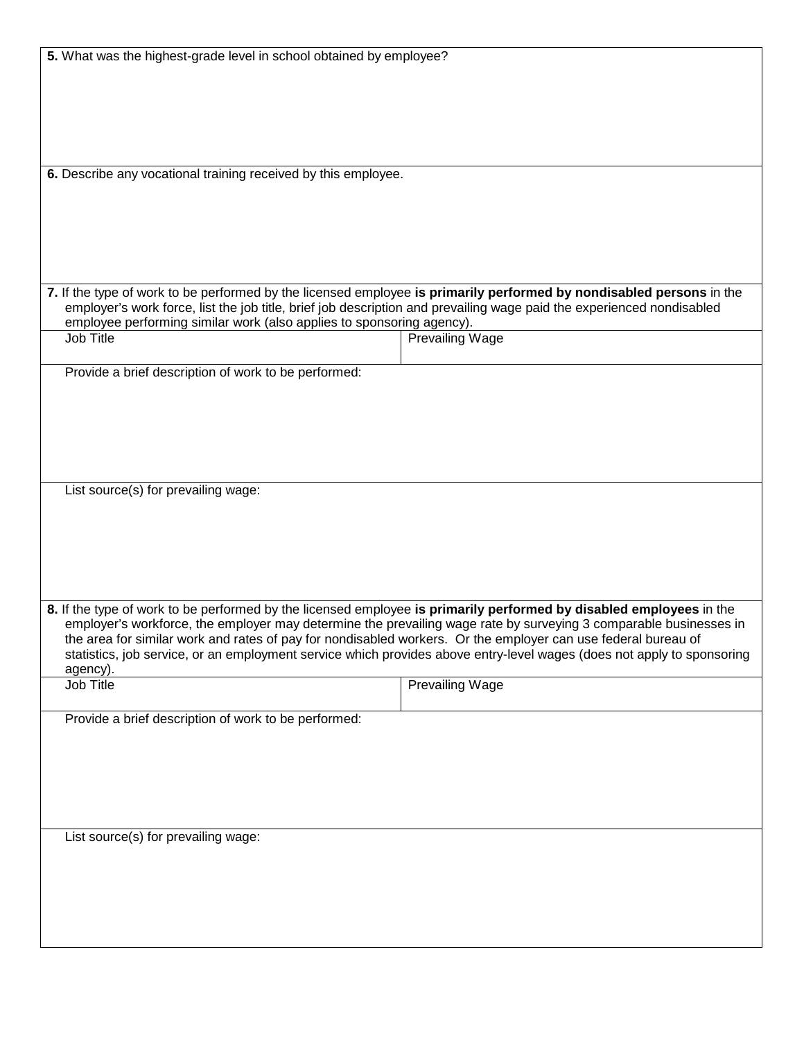**5.** What was the highest-grade level in school obtained by employee?

**6.** Describe any vocational training received by this employee.

**7.** If the type of work to be performed by the licensed employee **is primarily performed by nondisabled persons** in the employer's work force, list the job title, brief job description and prevailing wage paid the experienced nondisabled employee performing similar work (also applies to sponsoring agency).

| Job Title | Prevailing Wage |
|---|---|
| | |

Provide a brief description of work to be performed:

List source(s) for prevailing wage:

**8.** If the type of work to be performed by the licensed employee **is primarily performed by disabled employees** in the employer's workforce, the employer may determine the prevailing wage rate by surveying 3 comparable businesses in the area for similar work and rates of pay for nondisabled workers. Or the employer can use federal bureau of statistics, job service, or an employment service which provides above entry-level wages (does not apply to sponsoring agency).

| Job Title | Prevailing Wage |
|---|---|
| | |

Provide a brief description of work to be performed:

List source(s) for prevailing wage: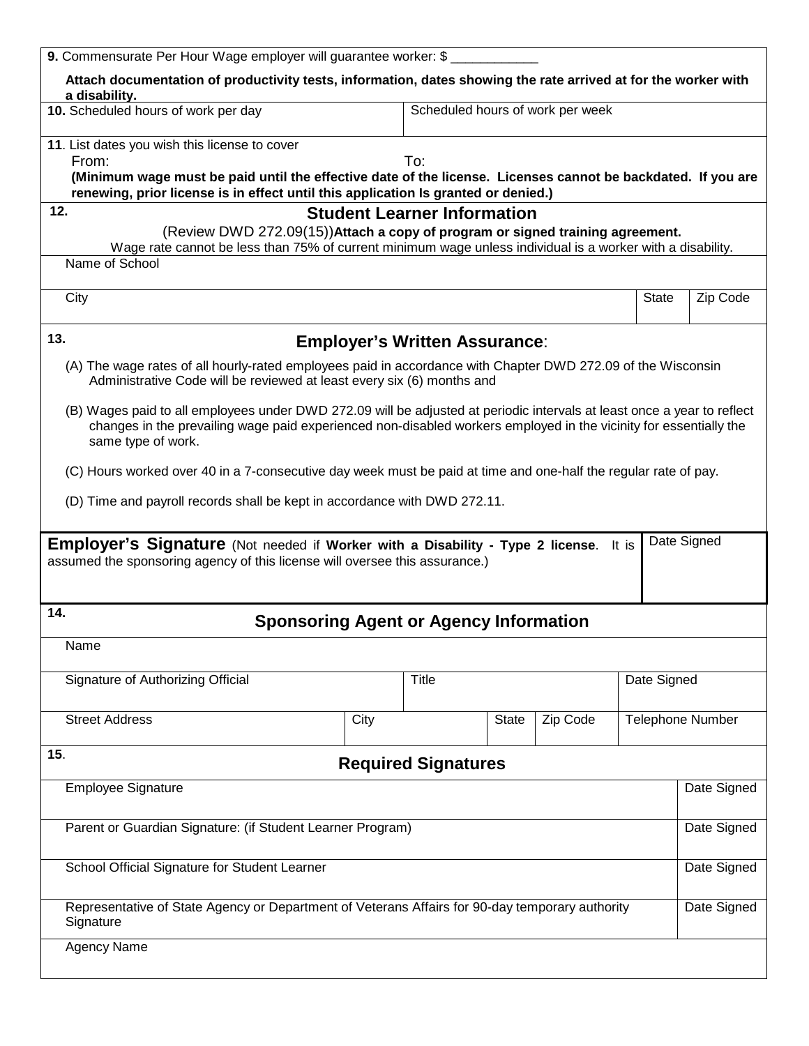**9.** Commensurate Per Hour Wage employer will guarantee worker: $ ____________

**Attach documentation of productivity tests, information, dates showing the rate arrived at for the worker with a disability.**

| **10.** Scheduled hours of work per day | Scheduled hours of work per week |
|---|---|
| | |

**11**. List dates you wish this license to cover

From: To:

**(Minimum wage must be paid until the effective date of the license. Licenses cannot be backdated. If you are renewing, prior license is in effect until this application Is granted or denied.)**

## 12. Student Learner Information

(Review DWD 272.09(15))**Attach a copy of program or signed training agreement.**

Wage rate cannot be less than 75% of current minimum wage unless individual is a worker with a disability.

| Name of School | | |
|---|---|---|
| City | State | Zip Code |
| | | |

## 13. Employer's Written Assurance:

(A) The wage rates of all hourly-rated employees paid in accordance with Chapter DWD 272.09 of the Wisconsin Administrative Code will be reviewed at least every six (6) months and

(B) Wages paid to all employees under DWD 272.09 will be adjusted at periodic intervals at least once a year to reflect changes in the prevailing wage paid experienced non-disabled workers employed in the vicinity for essentially the same type of work.

(C) Hours worked over 40 in a 7-consecutive day week must be paid at time and one-half the regular rate of pay.

(D) Time and payroll records shall be kept in accordance with DWD 272.11.

| **Employer's Signature** (Not needed if **Worker with a Disability - Type 2 license**. It is assumed the sponsoring agency of this license will oversee this assurance.) | Date Signed |
|---|---|
| | |

## 14. Sponsoring Agent or Agency Information

| Name | | | | |
|---|---|---|---|---|
| Signature of Authorizing Official | | Title | | Date Signed |
| Street Address | City | State | Zip Code | Telephone Number |
| | | | | |

## 15. Required Signatures

| Employee Signature | Date Signed |
|---|---|
| Parent or Guardian Signature: (if Student Learner Program) | Date Signed |
| School Official Signature for Student Learner | Date Signed |
| Representative of State Agency or Department of Veterans Affairs for 90-day temporary authority Signature | Date Signed |
| Agency Name | |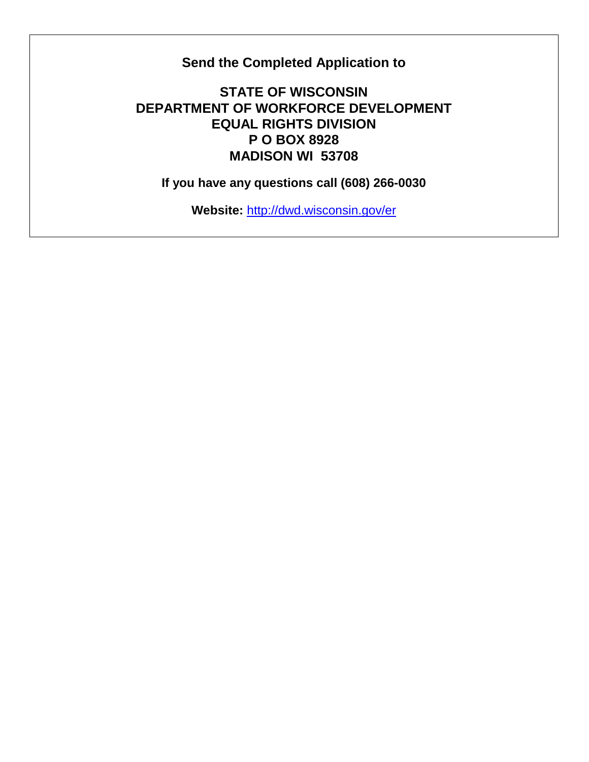**Send the Completed Application to**

**STATE OF WISCONSIN**
**DEPARTMENT OF WORKFORCE DEVELOPMENT**
**EQUAL RIGHTS DIVISION**
**P O BOX 8928**
**MADISON WI 53708**

**If you have any questions call (608) 266-0030**

**Website:** http://dwd.wisconsin.gov/er